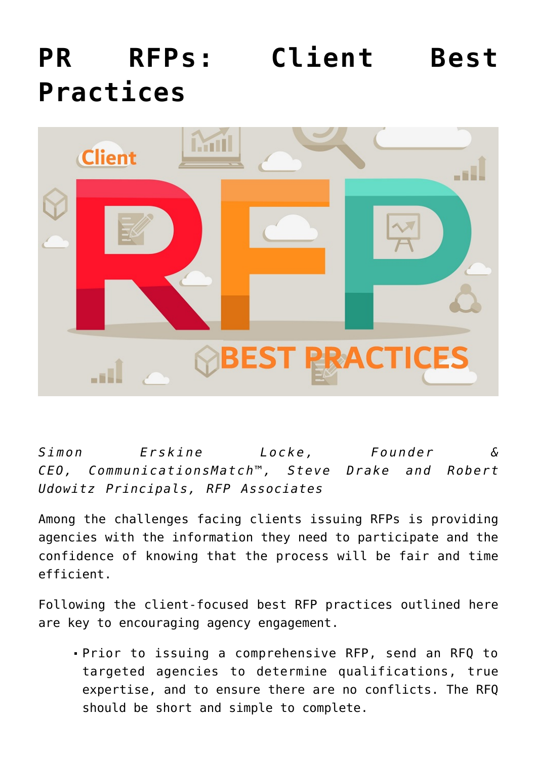# PR RFPs: Client Best Practices

*Simon Erskine Locke, Founder & CEO, CommunicationsMatch™, Steve Drake and Robert Udowitz Principals, RFP Associates*

Among the challenges facing clients issuing RFPs is providing agencies with the information they need to participate and the confidence of knowing that the process will be fair and time efficient.

Following the client-focused best RFP practices outlined here are key to encouraging agency engagement.

- Prior to issuing a comprehensive RFP, send an RFQ to targeted agencies to determine qualifications, true expertise, and to ensure there are no conflicts. The RFQ should be short and simple to complete.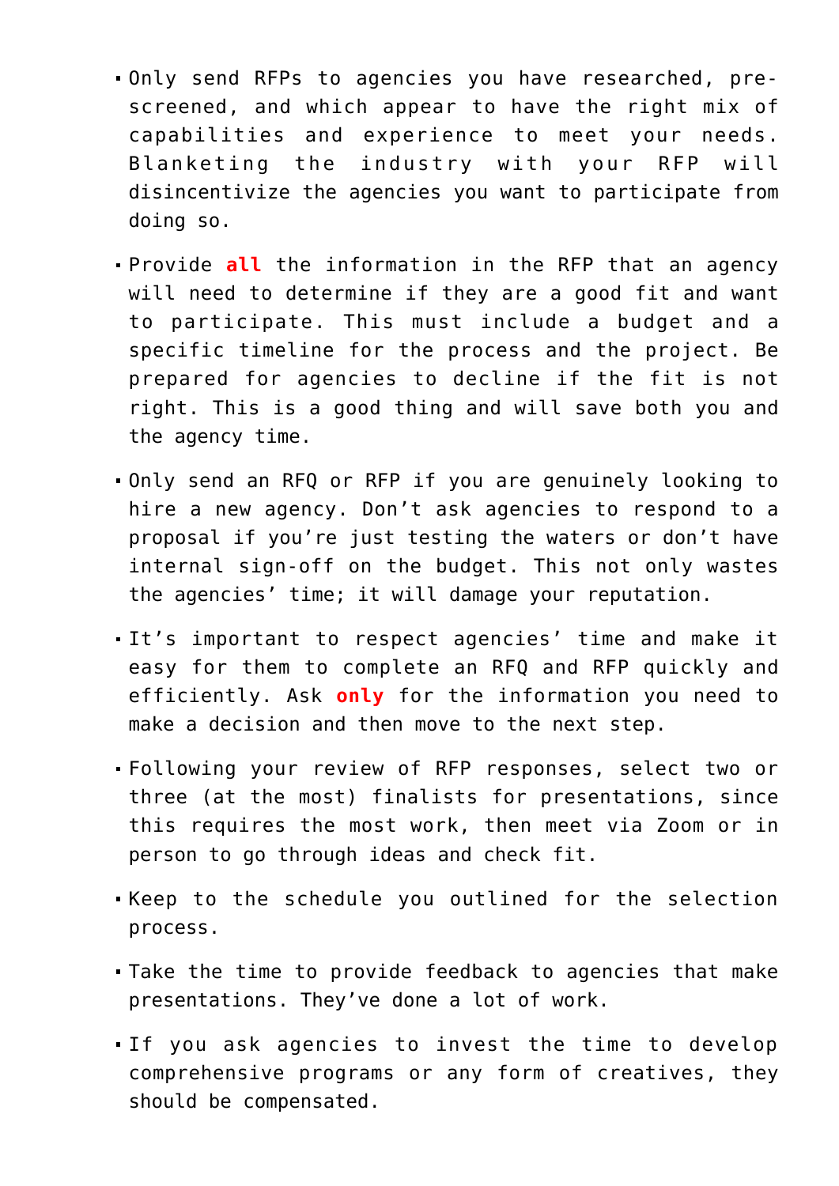- Only send RFPs to agencies you have researched, pre-screened, and which appear to have the right mix of capabilities and experience to meet your needs. Blanketing the industry with your RFP will disincentivize the agencies you want to participate from doing so.
- Provide **all** the information in the RFP that an agency will need to determine if they are a good fit and want to participate. This must include a budget and a specific timeline for the process and the project. Be prepared for agencies to decline if the fit is not right. This is a good thing and will save both you and the agency time.
- Only send an RFQ or RFP if you are genuinely looking to hire a new agency. Don't ask agencies to respond to a proposal if you're just testing the waters or don't have internal sign-off on the budget. This not only wastes the agencies' time; it will damage your reputation.
- It's important to respect agencies' time and make it easy for them to complete an RFQ and RFP quickly and efficiently. Ask **only** for the information you need to make a decision and then move to the next step.
- Following your review of RFP responses, select two or three (at the most) finalists for presentations, since this requires the most work, then meet via Zoom or in person to go through ideas and check fit.
- Keep to the schedule you outlined for the selection process.
- Take the time to provide feedback to agencies that make presentations. They've done a lot of work.
- If you ask agencies to invest the time to develop comprehensive programs or any form of creatives, they should be compensated.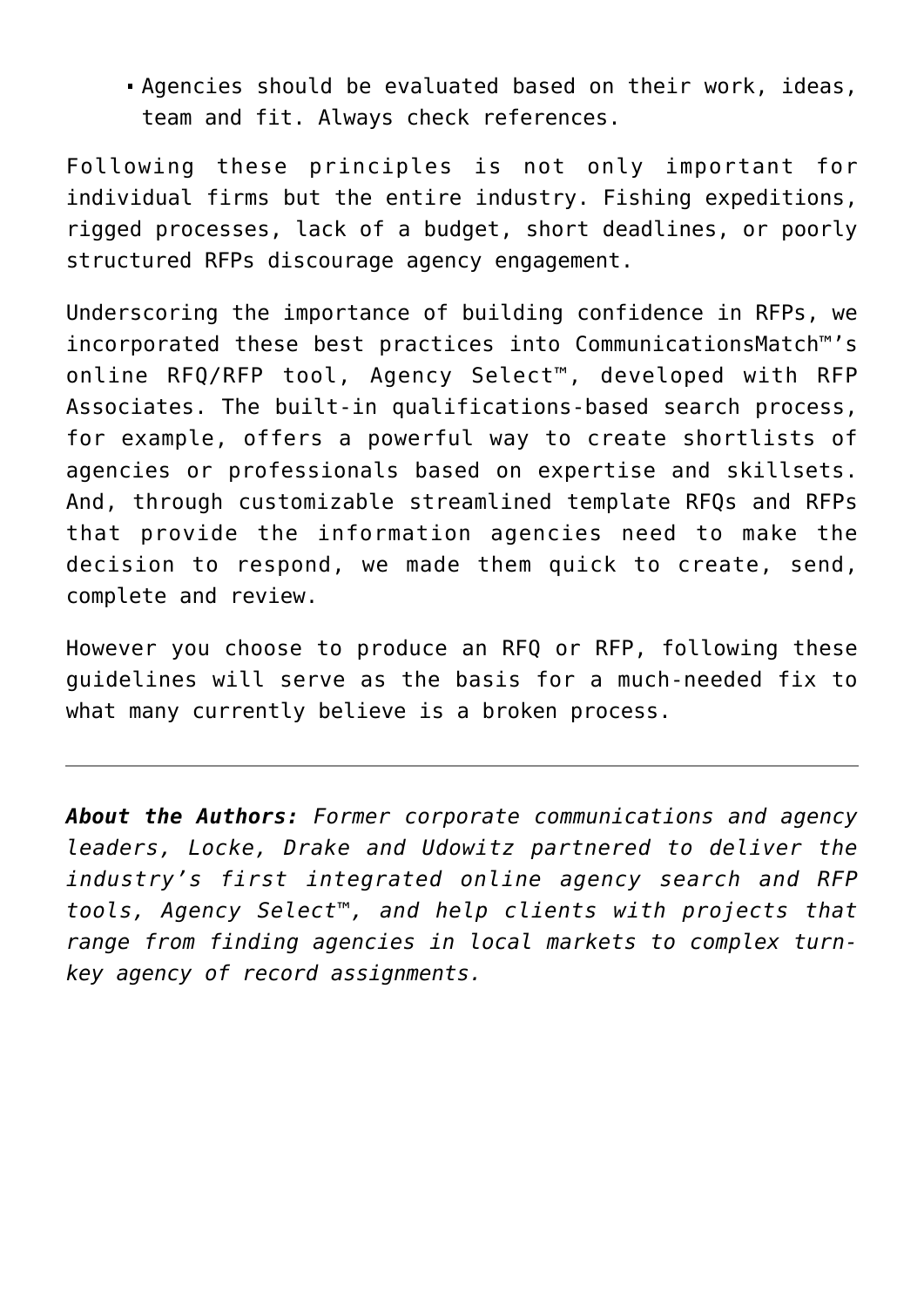- Agencies should be evaluated based on their work, ideas, team and fit. Always check references.

Following these principles is not only important for individual firms but the entire industry. Fishing expeditions, rigged processes, lack of a budget, short deadlines, or poorly structured RFPs discourage agency engagement.

Underscoring the importance of building confidence in RFPs, we incorporated these best practices into CommunicationsMatch™'s online RFQ/RFP tool, Agency Select™, developed with RFP Associates. The built-in qualifications-based search process, for example, offers a powerful way to create shortlists of agencies or professionals based on expertise and skillsets. And, through customizable streamlined template RFQs and RFPs that provide the information agencies need to make the decision to respond, we made them quick to create, send, complete and review.

However you choose to produce an RFQ or RFP, following these guidelines will serve as the basis for a much-needed fix to what many currently believe is a broken process.

---

***About the Authors:*** *Former corporate communications and agency leaders, Locke, Drake and Udowitz partnered to deliver the industry's first integrated online agency search and RFP tools, Agency Select™, and help clients with projects that range from finding agencies in local markets to complex turn-key agency of record assignments.*